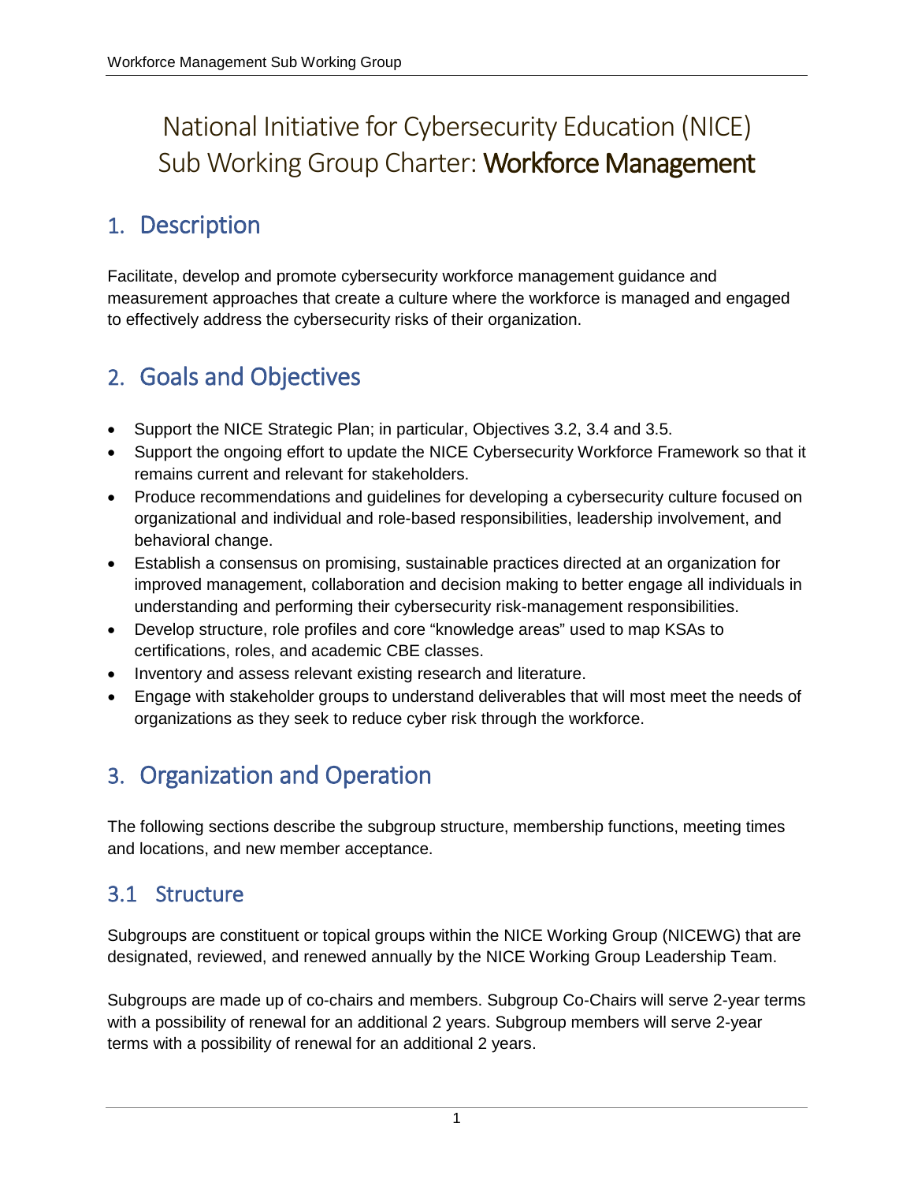# National Initiative for Cybersecurity Education (NICE) Sub Working Group Charter: **Workforce Management**

## 1. Description

Facilitate, develop and promote cybersecurity workforce management guidance and measurement approaches that create a culture where the workforce is managed and engaged to effectively address the cybersecurity risks of their organization.

## 2. Goals and Objectives

- Support the NICE Strategic Plan; in particular, Objectives 3.2, 3.4 and 3.5.
- Support the ongoing effort to update the NICE Cybersecurity Workforce Framework so that it remains current and relevant for stakeholders.
- Produce recommendations and guidelines for developing a cybersecurity culture focused on organizational and individual and role-based responsibilities, leadership involvement, and behavioral change.
- Establish a consensus on promising, sustainable practices directed at an organization for improved management, collaboration and decision making to better engage all individuals in understanding and performing their cybersecurity risk-management responsibilities.
- Develop structure, role profiles and core "knowledge areas" used to map KSAs to certifications, roles, and academic CBE classes.
- Inventory and assess relevant existing research and literature.
- Engage with stakeholder groups to understand deliverables that will most meet the needs of organizations as they seek to reduce cyber risk through the workforce.

## 3. Organization and Operation

The following sections describe the subgroup structure, membership functions, meeting times and locations, and new member acceptance.

### 3.1 Structure

Subgroups are constituent or topical groups within the NICE Working Group (NICEWG) that are designated, reviewed, and renewed annually by the NICE Working Group Leadership Team.

Subgroups are made up of co-chairs and members. Subgroup Co-Chairs will serve 2-year terms with a possibility of renewal for an additional 2 years. Subgroup members will serve 2-year terms with a possibility of renewal for an additional 2 years.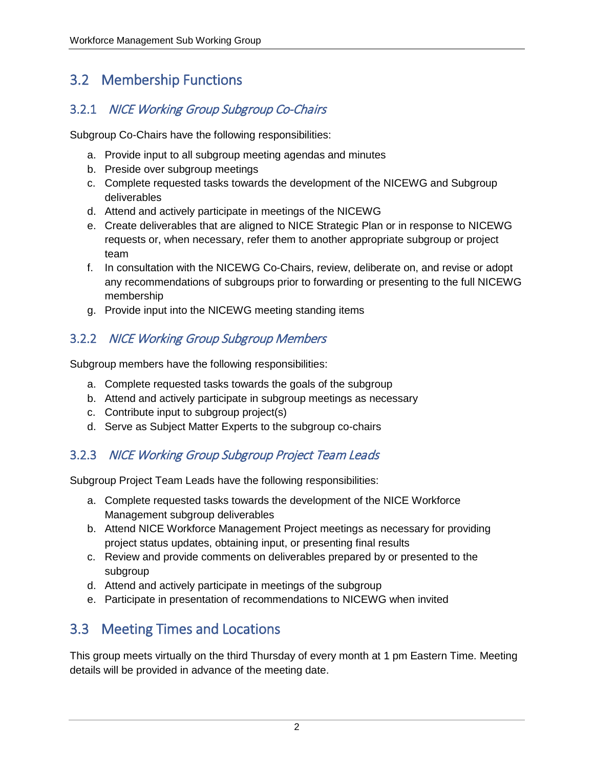## 3.2 Membership Functions

### 3.2.1 *NICE Working Group Subgroup Co-Chairs*

Subgroup Co-Chairs have the following responsibilities:

a. Provide input to all subgroup meeting agendas and minutes
b. Preside over subgroup meetings
c. Complete requested tasks towards the development of the NICEWG and Subgroup deliverables
d. Attend and actively participate in meetings of the NICEWG
e. Create deliverables that are aligned to NICE Strategic Plan or in response to NICEWG requests or, when necessary, refer them to another appropriate subgroup or project team
f. In consultation with the NICEWG Co-Chairs, review, deliberate on, and revise or adopt any recommendations of subgroups prior to forwarding or presenting to the full NICEWG membership
g. Provide input into the NICEWG meeting standing items

### 3.2.2 *NICE Working Group Subgroup Members*

Subgroup members have the following responsibilities:

a. Complete requested tasks towards the goals of the subgroup
b. Attend and actively participate in subgroup meetings as necessary
c. Contribute input to subgroup project(s)
d. Serve as Subject Matter Experts to the subgroup co-chairs

### 3.2.3 *NICE Working Group Subgroup Project Team Leads*

Subgroup Project Team Leads have the following responsibilities:

a. Complete requested tasks towards the development of the NICE Workforce Management subgroup deliverables
b. Attend NICE Workforce Management Project meetings as necessary for providing project status updates, obtaining input, or presenting final results
c. Review and provide comments on deliverables prepared by or presented to the subgroup
d. Attend and actively participate in meetings of the subgroup
e. Participate in presentation of recommendations to NICEWG when invited

## 3.3 Meeting Times and Locations

This group meets virtually on the third Thursday of every month at 1 pm Eastern Time. Meeting details will be provided in advance of the meeting date.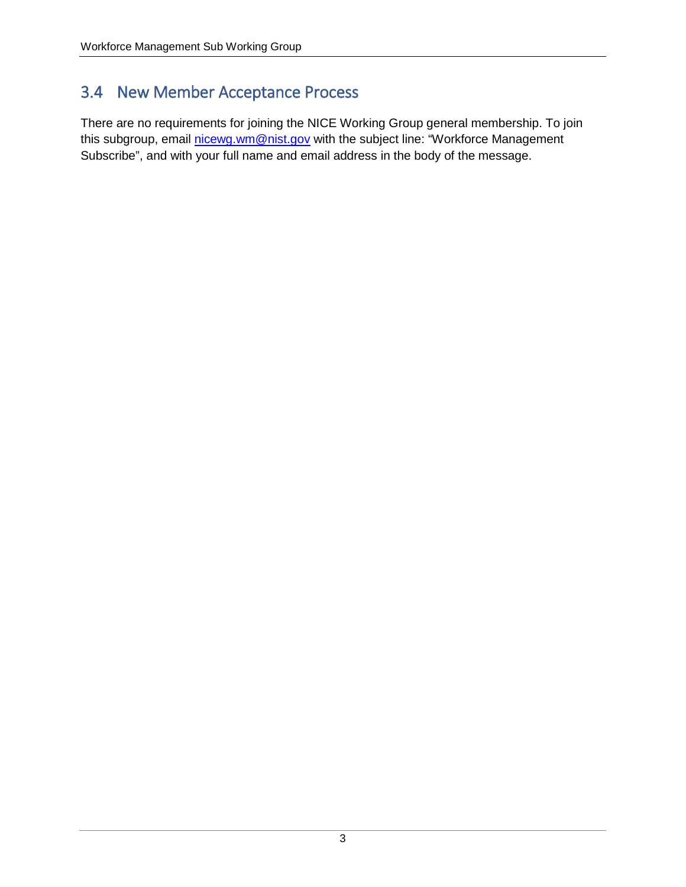## 3.4 New Member Acceptance Process

There are no requirements for joining the NICE Working Group general membership. To join this subgroup, email nicewg.wm@nist.gov with the subject line: "Workforce Management Subscribe", and with your full name and email address in the body of the message.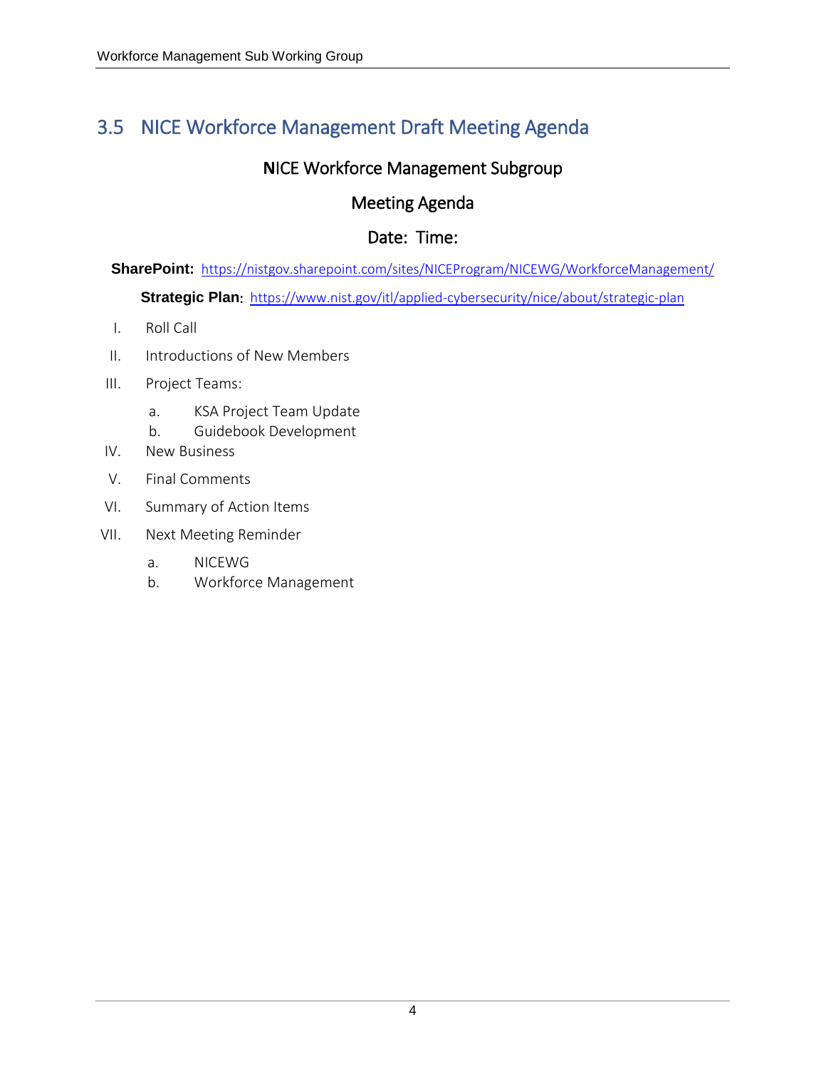## 3.5 NICE Workforce Management Draft Meeting Agenda

**N**ICE Workforce Management Subgroup

Meeting Agenda

Date: Time:

**SharePoint:** https://nistgov.sharepoint.com/sites/NICEProgram/NICEWG/WorkforceManagement/

**Strategic Plan**: https://www.nist.gov/itl/applied-cybersecurity/nice/about/strategic-plan

I. Roll Call

II. Introductions of New Members

III. Project Teams:

   a. KSA Project Team Update

   b. Guidebook Development

IV. New Business

V. Final Comments

VI. Summary of Action Items

VII. Next Meeting Reminder

   a. NICEWG

   b. Workforce Management